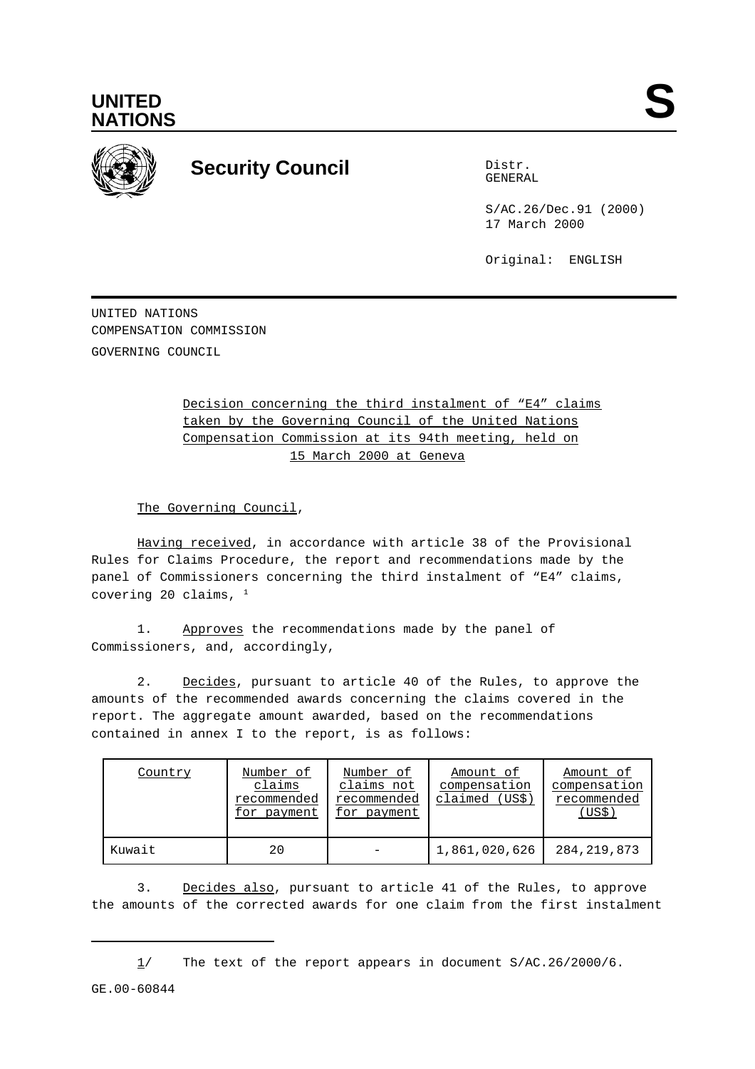**UNITED NATIONS**

# S

## Security Council

Distr.
GENERAL

S/AC.26/Dec.91 (2000)
17 March 2000

Original: ENGLISH

UNITED NATIONS
COMPENSATION COMMISSION
GOVERNING COUNCIL

Decision concerning the third instalment of "E4" claims taken by the Governing Council of the United Nations Compensation Commission at its 94th meeting, held on 15 March 2000 at Geneva

The Governing Council,

Having received, in accordance with article 38 of the Provisional Rules for Claims Procedure, the report and recommendations made by the panel of Commissioners concerning the third instalment of "E4" claims, covering 20 claims, [1]

1. Approves the recommendations made by the panel of Commissioners, and, accordingly,

2. Decides, pursuant to article 40 of the Rules, to approve the amounts of the recommended awards concerning the claims covered in the report. The aggregate amount awarded, based on the recommendations contained in annex I to the report, is as follows:

| Country | Number of claims recommended for payment | Number of claims not recommended for payment | Amount of compensation claimed (US$) | Amount of compensation recommended (US$) |
|---|---|---|---|---|
| Kuwait | 20 | - | 1,861,020,626 | 284,219,873 |

3. Decides also, pursuant to article 41 of the Rules, to approve the amounts of the corrected awards for one claim from the first instalment

1/ The text of the report appears in document S/AC.26/2000/6.

GE.00-60844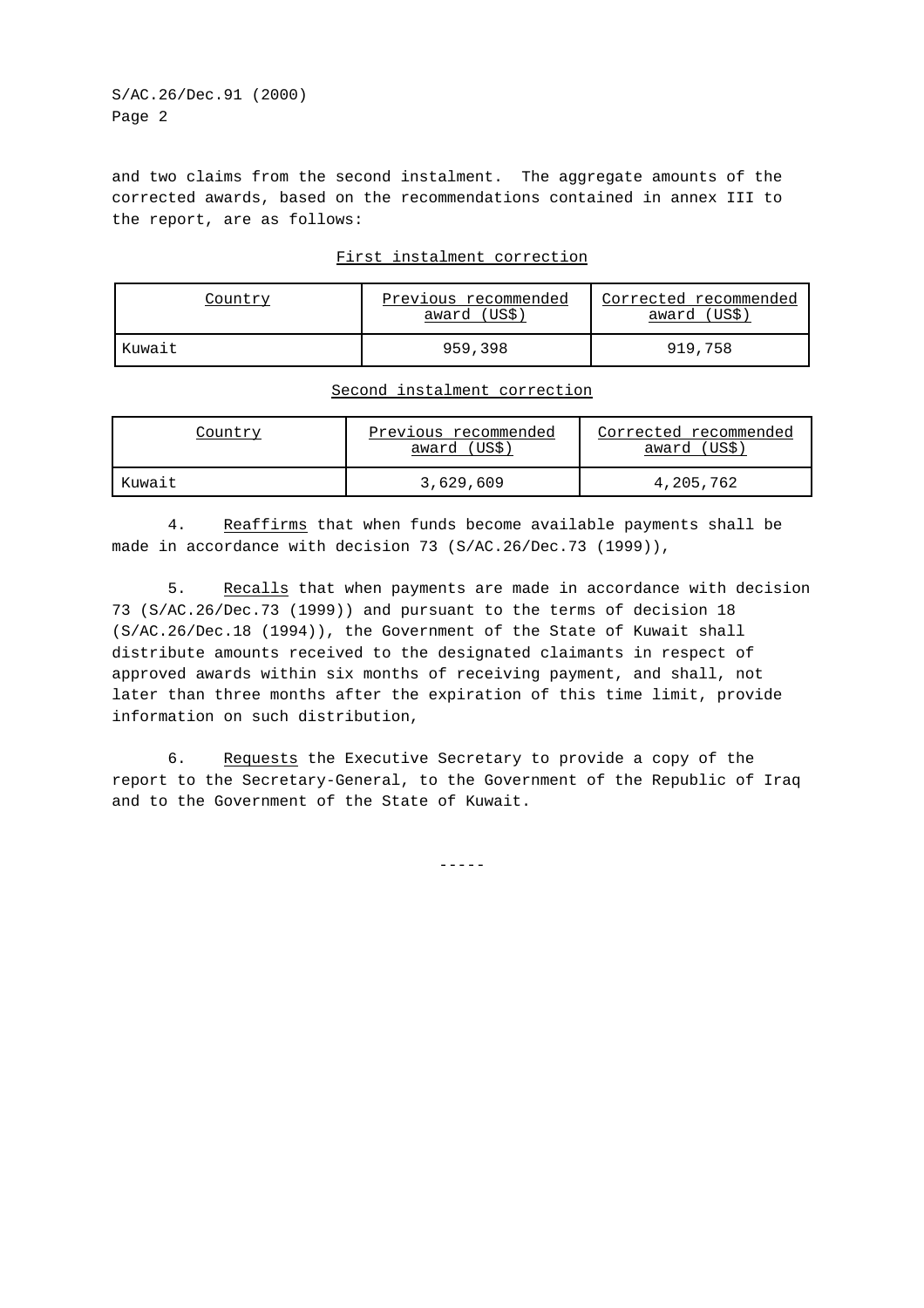and two claims from the second instalment. The aggregate amounts of the corrected awards, based on the recommendations contained in annex III to the report, are as follows:

First instalment correction

| Country | Previous recommended award (US$) | Corrected recommended award (US$) |
|---|---|---|
| Kuwait | 959,398 | 919,758 |

Second instalment correction

| Country | Previous recommended award (US$) | Corrected recommended award (US$) |
|---|---|---|
| Kuwait | 3,629,609 | 4,205,762 |

4. Reaffirms that when funds become available payments shall be made in accordance with decision 73 (S/AC.26/Dec.73 (1999)),

5. Recalls that when payments are made in accordance with decision 73 (S/AC.26/Dec.73 (1999)) and pursuant to the terms of decision 18 (S/AC.26/Dec.18 (1994)), the Government of the State of Kuwait shall distribute amounts received to the designated claimants in respect of approved awards within six months of receiving payment, and shall, not later than three months after the expiration of this time limit, provide information on such distribution,

6. Requests the Executive Secretary to provide a copy of the report to the Secretary-General, to the Government of the Republic of Iraq and to the Government of the State of Kuwait.

-----